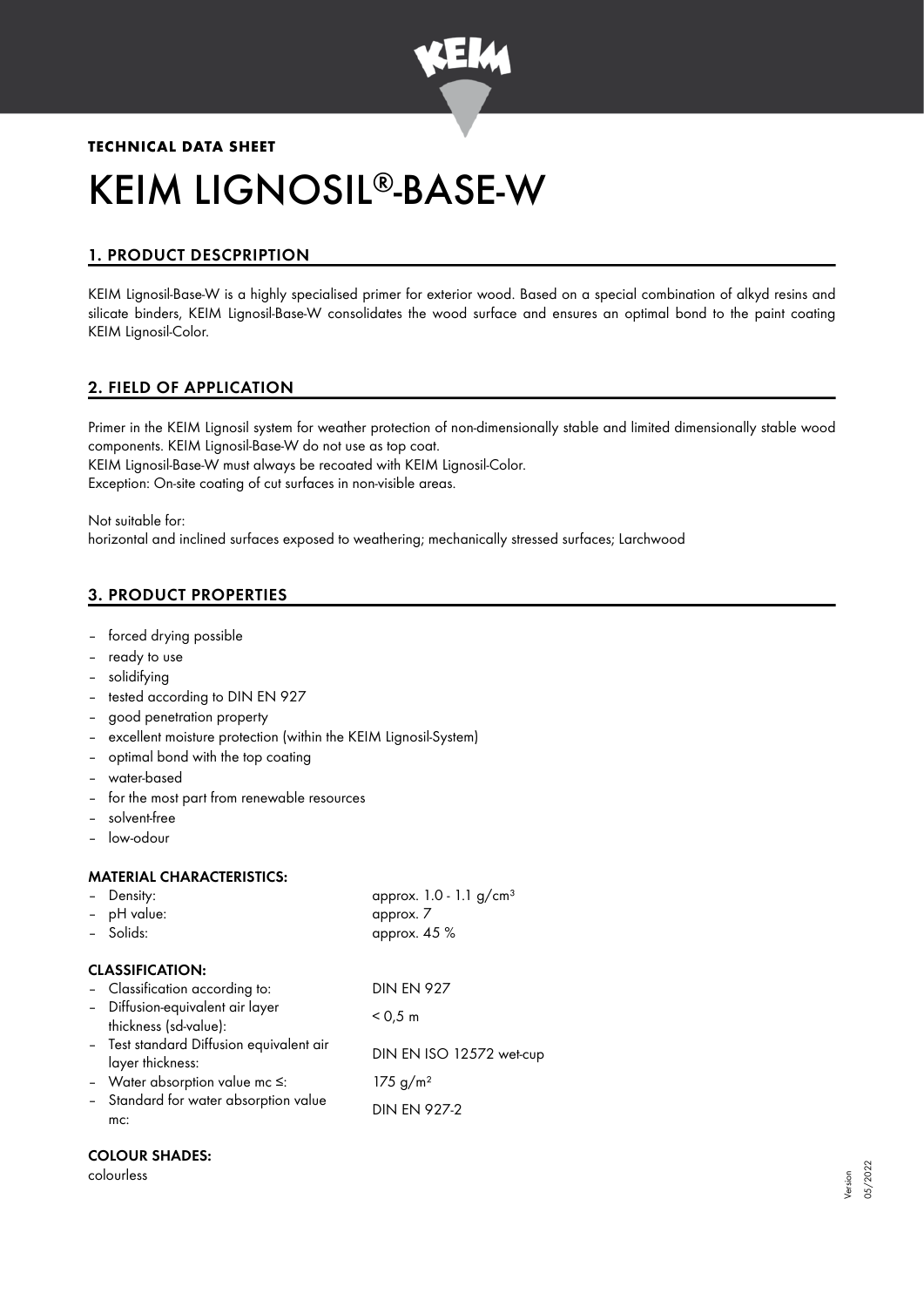**TECHNICAL DATA SHEET**

# KEIM LIGNOSIL®-BASE-W

## 1. PRODUCT DESCPRIPTION

KEIM Lignosil-Base-W is a highly specialised primer for exterior wood. Based on a special combination of alkyd resins and silicate binders, KEIM Lignosil-Base-W consolidates the wood surface and ensures an optimal bond to the paint coating KEIM Lignosil-Color.

## 2. FIELD OF APPLICATION

Primer in the KEIM Lignosil system for weather protection of non-dimensionally stable and limited dimensionally stable wood components. KEIM Lignosil-Base-W do not use as top coat.
KEIM Lignosil-Base-W must always be recoated with KEIM Lignosil-Color.
Exception: On-site coating of cut surfaces in non-visible areas.

Not suitable for:
horizontal and inclined surfaces exposed to weathering; mechanically stressed surfaces; Larchwood

## 3. PRODUCT PROPERTIES

- forced drying possible
- ready to use
- solidifying
- tested according to DIN EN 927
- good penetration property
- excellent moisture protection (within the KEIM Lignosil-System)
- optimal bond with the top coating
- water-based
- for the most part from renewable resources
- solvent-free
- low-odour

### MATERIAL CHARACTERISTICS:

| | |
|---|---|
| – Density: | approx. 1.0 - 1.1 g/cm³ |
| – pH value: | approx. 7 |
| – Solids: | approx. 45 % |

### CLASSIFICATION:

| | |
|---|---|
| – Classification according to: | DIN EN 927 |
| – Diffusion-equivalent air layer thickness (sd-value): | < 0,5 m |
| – Test standard Diffusion equivalent air layer thickness: | DIN EN ISO 12572 wet-cup |
| – Water absorption value mc ≤: | 175 g/m² |
| – Standard for water absorption value mc: | DIN EN 927-2 |

### COLOUR SHADES:

colourless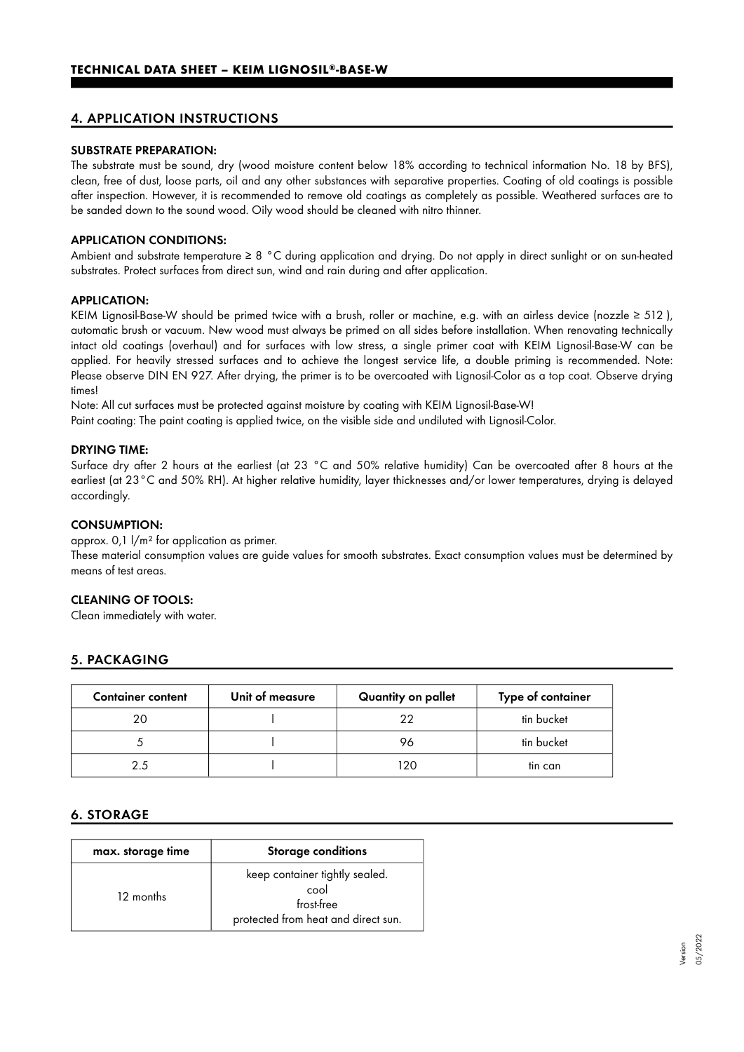## 4. APPLICATION INSTRUCTIONS

### SUBSTRATE PREPARATION:

The substrate must be sound, dry (wood moisture content below 18% according to technical information No. 18 by BFS), clean, free of dust, loose parts, oil and any other substances with separative properties. Coating of old coatings is possible after inspection. However, it is recommended to remove old coatings as completely as possible. Weathered surfaces are to be sanded down to the sound wood. Oily wood should be cleaned with nitro thinner.

### APPLICATION CONDITIONS:

Ambient and substrate temperature ≥ 8 °C during application and drying. Do not apply in direct sunlight or on sun-heated substrates. Protect surfaces from direct sun, wind and rain during and after application.

### APPLICATION:

KEIM Lignosil-Base-W should be primed twice with a brush, roller or machine, e.g. with an airless device (nozzle ≥ 512 ), automatic brush or vacuum. New wood must always be primed on all sides before installation. When renovating technically intact old coatings (overhaul) and for surfaces with low stress, a single primer coat with KEIM Lignosil-Base-W can be applied. For heavily stressed surfaces and to achieve the longest service life, a double priming is recommended. Note: Please observe DIN EN 927. After drying, the primer is to be overcoated with Lignosil-Color as a top coat. Observe drying times!

Note: All cut surfaces must be protected against moisture by coating with KEIM Lignosil-Base-W!

Paint coating: The paint coating is applied twice, on the visible side and undiluted with Lignosil-Color.

### DRYING TIME:

Surface dry after 2 hours at the earliest (at 23 °C and 50% relative humidity) Can be overcoated after 8 hours at the earliest (at 23°C and 50% RH). At higher relative humidity, layer thicknesses and/or lower temperatures, drying is delayed accordingly.

### CONSUMPTION:

approx. 0,1 l/m² for application as primer.

These material consumption values are guide values for smooth substrates. Exact consumption values must be determined by means of test areas.

### CLEANING OF TOOLS:

Clean immediately with water.

## 5. PACKAGING

| Container content | Unit of measure | Quantity on pallet | Type of container |
|---|---|---|---|
| 20 | l | 22 | tin bucket |
| 5 | l | 96 | tin bucket |
| 2.5 | l | 120 | tin can |

## 6. STORAGE

| max. storage time | Storage conditions |
|---|---|
| 12 months | keep container tightly sealed.<br>cool<br>frost-free<br>protected from heat and direct sun. |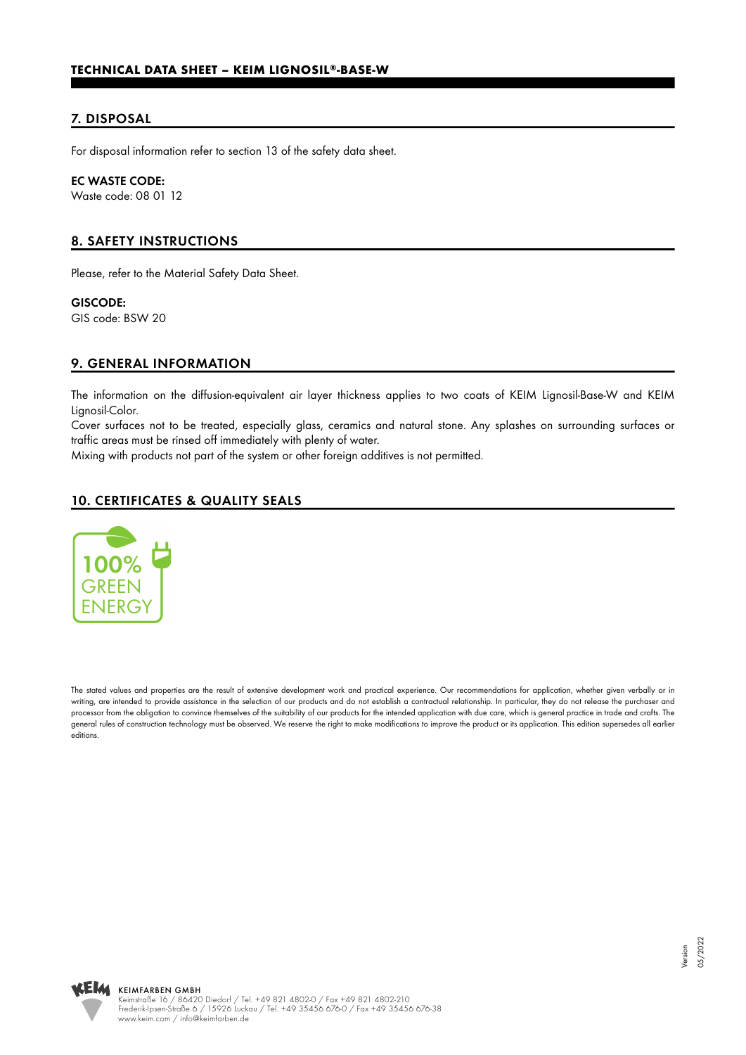## 7. DISPOSAL

For disposal information refer to section 13 of the safety data sheet.

**EC WASTE CODE:**
Waste code: 08 01 12

## 8. SAFETY INSTRUCTIONS

Please, refer to the Material Safety Data Sheet.

**GISCODE:**
GIS code: BSW 20

## 9. GENERAL INFORMATION

The information on the diffusion-equivalent air layer thickness applies to two coats of KEIM Lignosil-Base-W and KEIM Lignosil-Color.
Cover surfaces not to be treated, especially glass, ceramics and natural stone. Any splashes on surrounding surfaces or traffic areas must be rinsed off immediately with plenty of water.
Mixing with products not part of the system or other foreign additives is not permitted.

## 10. CERTIFICATES & QUALITY SEALS

100% GREEN ENERGY

The stated values and properties are the result of extensive development work and practical experience. Our recommendations for application, whether given verbally or in writing, are intended to provide assistance in the selection of our products and do not establish a contractual relationship. In particular, they do not release the purchaser and processor from the obligation to convince themselves of the suitability of our products for the intended application with due care, which is general practice in trade and crafts. The general rules of construction technology must be observed. We reserve the right to make modifications to improve the product or its application. This edition supersedes all earlier editions.

KEIMFARBEN GMBH
Keimstraße 16 / 86420 Diedorf / Tel. +49 821 4802-0 / Fax +49 821 4802-210
Frederik-Ipsen-Straße 6 / 15926 Luckau / Tel. +49 35456 676-0 / Fax +49 35456 676-38
www.keim.com / info@keimfarben.de

Version 05/2022